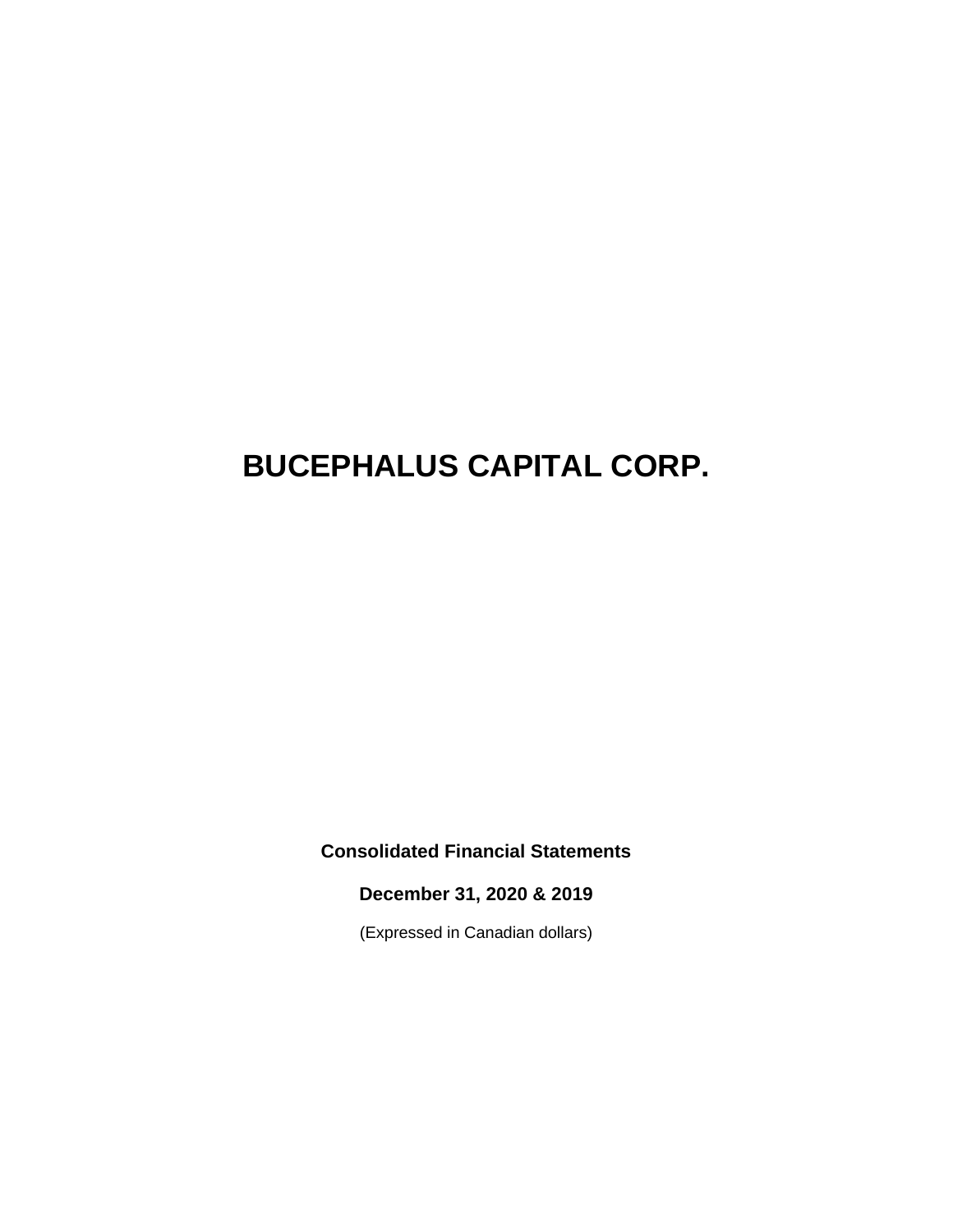# BUCEPHALUS CAPITAL CORP.

**Consolidated Financial Statements**

**December 31, 2020 & 2019**

(Expressed in Canadian dollars)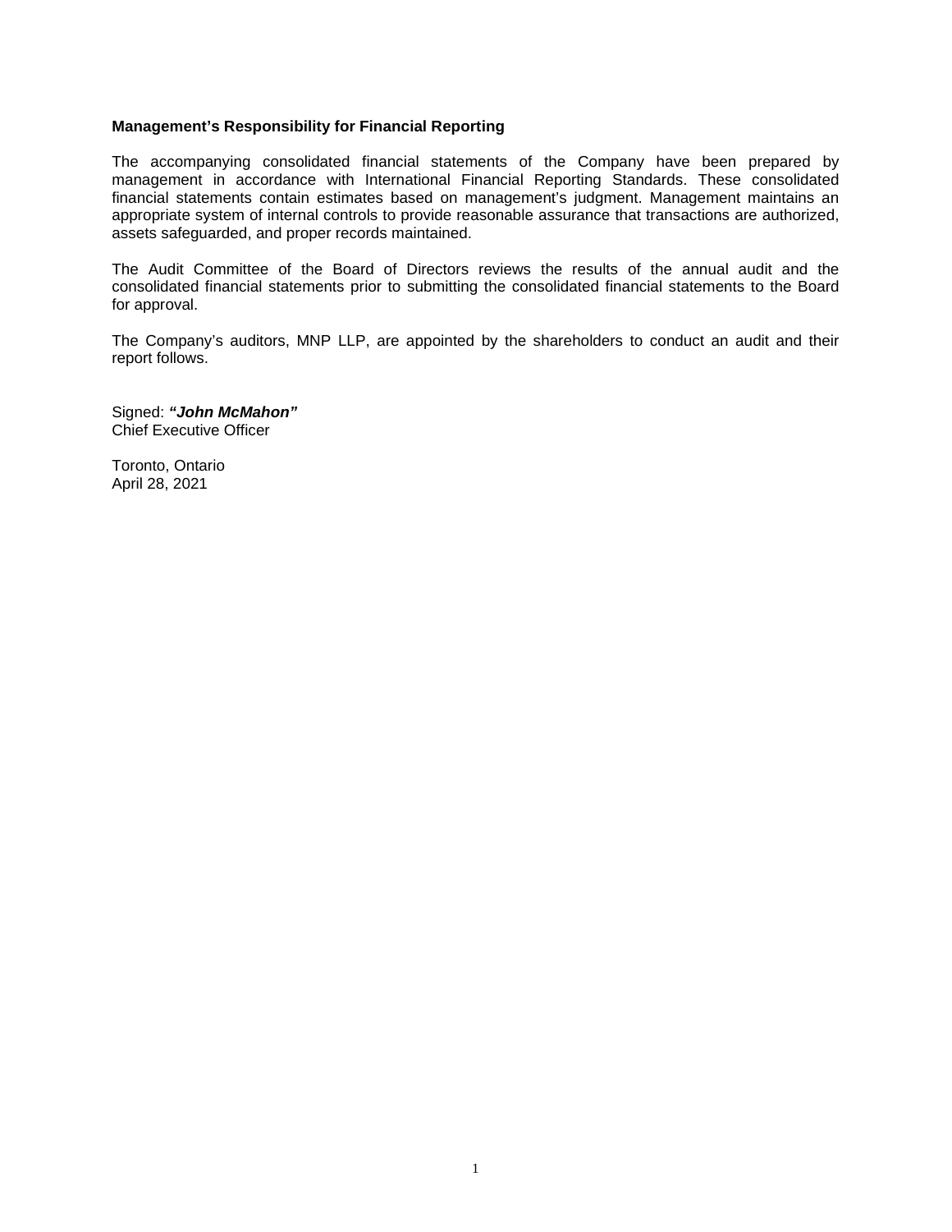**Management's Responsibility for Financial Reporting**

The accompanying consolidated financial statements of the Company have been prepared by management in accordance with International Financial Reporting Standards. These consolidated financial statements contain estimates based on management's judgment. Management maintains an appropriate system of internal controls to provide reasonable assurance that transactions are authorized, assets safeguarded, and proper records maintained.

The Audit Committee of the Board of Directors reviews the results of the annual audit and the consolidated financial statements prior to submitting the consolidated financial statements to the Board for approval.

The Company's auditors, MNP LLP, are appointed by the shareholders to conduct an audit and their report follows.

Signed: ***"John McMahon"***
Chief Executive Officer

Toronto, Ontario
April 28, 2021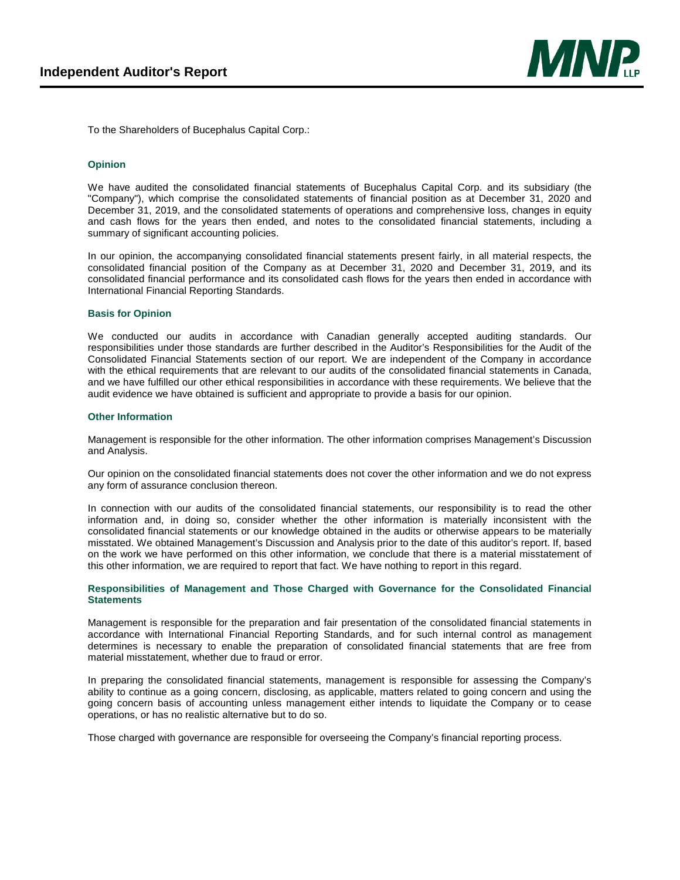# Independent Auditor's Report

To the Shareholders of Bucephalus Capital Corp.:

## Opinion

We have audited the consolidated financial statements of Bucephalus Capital Corp. and its subsidiary (the "Company"), which comprise the consolidated statements of financial position as at December 31, 2020 and December 31, 2019, and the consolidated statements of operations and comprehensive loss, changes in equity and cash flows for the years then ended, and notes to the consolidated financial statements, including a summary of significant accounting policies.

In our opinion, the accompanying consolidated financial statements present fairly, in all material respects, the consolidated financial position of the Company as at December 31, 2020 and December 31, 2019, and its consolidated financial performance and its consolidated cash flows for the years then ended in accordance with International Financial Reporting Standards.

## Basis for Opinion

We conducted our audits in accordance with Canadian generally accepted auditing standards. Our responsibilities under those standards are further described in the Auditor's Responsibilities for the Audit of the Consolidated Financial Statements section of our report. We are independent of the Company in accordance with the ethical requirements that are relevant to our audits of the consolidated financial statements in Canada, and we have fulfilled our other ethical responsibilities in accordance with these requirements. We believe that the audit evidence we have obtained is sufficient and appropriate to provide a basis for our opinion.

## Other Information

Management is responsible for the other information. The other information comprises Management's Discussion and Analysis.

Our opinion on the consolidated financial statements does not cover the other information and we do not express any form of assurance conclusion thereon.

In connection with our audits of the consolidated financial statements, our responsibility is to read the other information and, in doing so, consider whether the other information is materially inconsistent with the consolidated financial statements or our knowledge obtained in the audits or otherwise appears to be materially misstated. We obtained Management's Discussion and Analysis prior to the date of this auditor's report. If, based on the work we have performed on this other information, we conclude that there is a material misstatement of this other information, we are required to report that fact. We have nothing to report in this regard.

## Responsibilities of Management and Those Charged with Governance for the Consolidated Financial Statements

Management is responsible for the preparation and fair presentation of the consolidated financial statements in accordance with International Financial Reporting Standards, and for such internal control as management determines is necessary to enable the preparation of consolidated financial statements that are free from material misstatement, whether due to fraud or error.

In preparing the consolidated financial statements, management is responsible for assessing the Company's ability to continue as a going concern, disclosing, as applicable, matters related to going concern and using the going concern basis of accounting unless management either intends to liquidate the Company or to cease operations, or has no realistic alternative but to do so.

Those charged with governance are responsible for overseeing the Company's financial reporting process.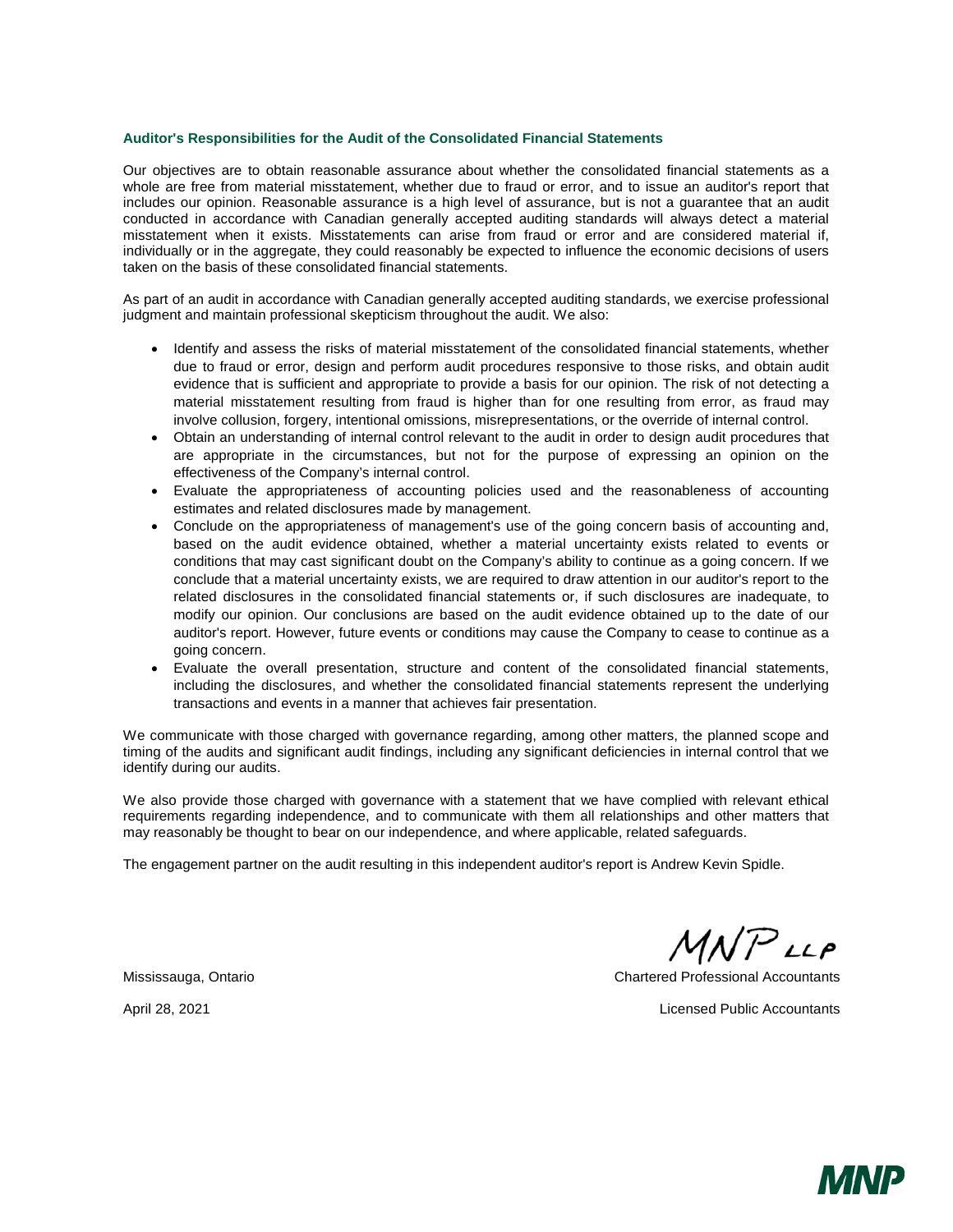### Auditor's Responsibilities for the Audit of the Consolidated Financial Statements

Our objectives are to obtain reasonable assurance about whether the consolidated financial statements as a whole are free from material misstatement, whether due to fraud or error, and to issue an auditor's report that includes our opinion. Reasonable assurance is a high level of assurance, but is not a guarantee that an audit conducted in accordance with Canadian generally accepted auditing standards will always detect a material misstatement when it exists. Misstatements can arise from fraud or error and are considered material if, individually or in the aggregate, they could reasonably be expected to influence the economic decisions of users taken on the basis of these consolidated financial statements.

As part of an audit in accordance with Canadian generally accepted auditing standards, we exercise professional judgment and maintain professional skepticism throughout the audit. We also:

- Identify and assess the risks of material misstatement of the consolidated financial statements, whether due to fraud or error, design and perform audit procedures responsive to those risks, and obtain audit evidence that is sufficient and appropriate to provide a basis for our opinion. The risk of not detecting a material misstatement resulting from fraud is higher than for one resulting from error, as fraud may involve collusion, forgery, intentional omissions, misrepresentations, or the override of internal control.
- Obtain an understanding of internal control relevant to the audit in order to design audit procedures that are appropriate in the circumstances, but not for the purpose of expressing an opinion on the effectiveness of the Company's internal control.
- Evaluate the appropriateness of accounting policies used and the reasonableness of accounting estimates and related disclosures made by management.
- Conclude on the appropriateness of management's use of the going concern basis of accounting and, based on the audit evidence obtained, whether a material uncertainty exists related to events or conditions that may cast significant doubt on the Company's ability to continue as a going concern. If we conclude that a material uncertainty exists, we are required to draw attention in our auditor's report to the related disclosures in the consolidated financial statements or, if such disclosures are inadequate, to modify our opinion. Our conclusions are based on the audit evidence obtained up to the date of our auditor's report. However, future events or conditions may cause the Company to cease to continue as a going concern.
- Evaluate the overall presentation, structure and content of the consolidated financial statements, including the disclosures, and whether the consolidated financial statements represent the underlying transactions and events in a manner that achieves fair presentation.

We communicate with those charged with governance regarding, among other matters, the planned scope and timing of the audits and significant audit findings, including any significant deficiencies in internal control that we identify during our audits.

We also provide those charged with governance with a statement that we have complied with relevant ethical requirements regarding independence, and to communicate with them all relationships and other matters that may reasonably be thought to bear on our independence, and where applicable, related safeguards.

The engagement partner on the audit resulting in this independent auditor's report is Andrew Kevin Spidle.

MNP LLP

Mississauga, Ontario

Chartered Professional Accountants

April 28, 2021

Licensed Public Accountants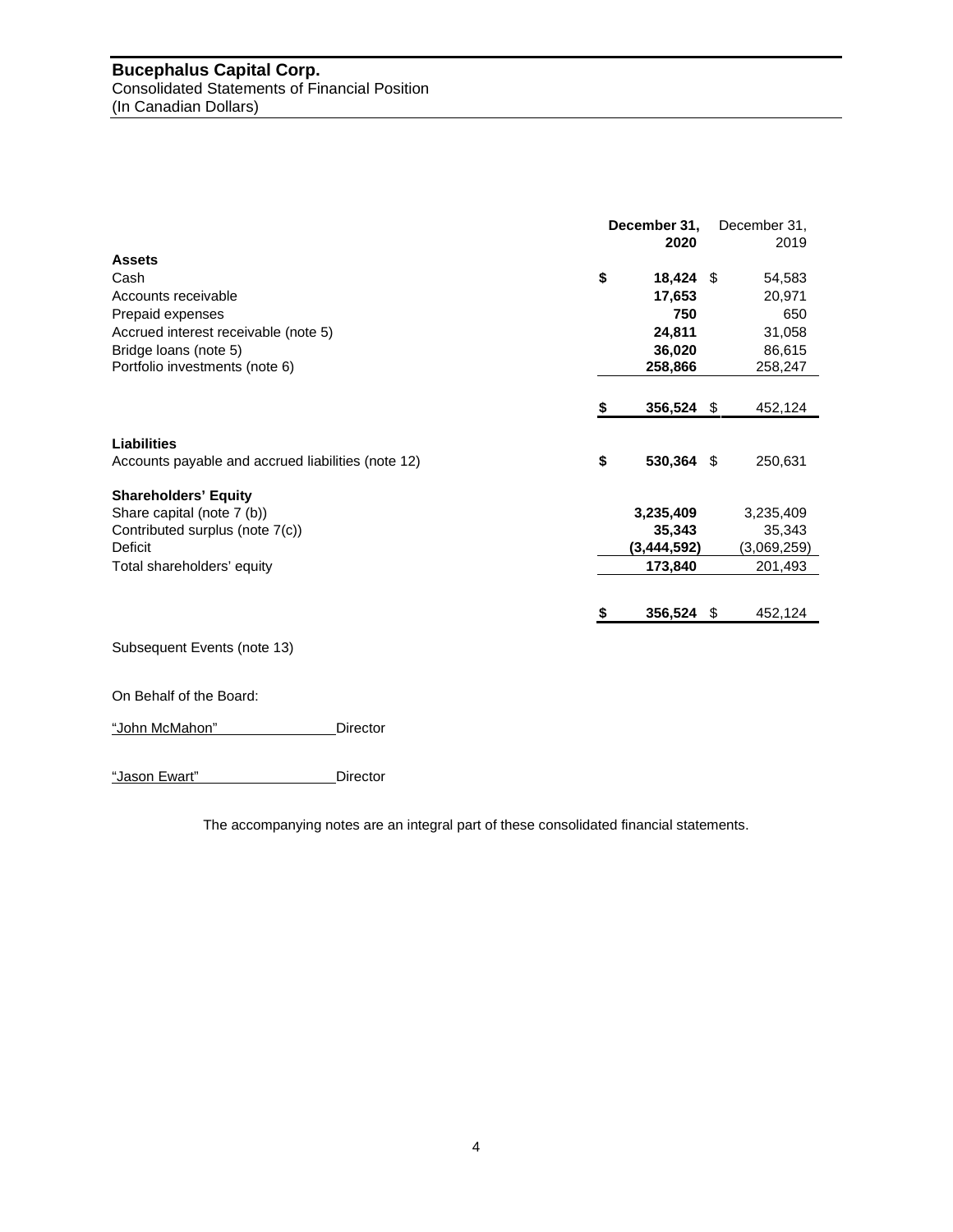# Bucephalus Capital Corp.

Consolidated Statements of Financial Position
(In Canadian Dollars)

| | December 31, 2020 | December 31, 2019 |
|---|---|---|
| **Assets** | | |
| Cash | $ 18,424 | $ 54,583 |
| Accounts receivable | 17,653 | 20,971 |
| Prepaid expenses | 750 | 650 |
| Accrued interest receivable (note 5) | 24,811 | 31,058 |
| Bridge loans (note 5) | 36,020 | 86,615 |
| Portfolio investments (note 6) | 258,866 | 258,247 |
| | $ 356,524 | $ 452,124 |
| **Liabilities** | | |
| Accounts payable and accrued liabilities (note 12) | $ 530,364 | $ 250,631 |
| **Shareholders' Equity** | | |
| Share capital (note 7 (b)) | 3,235,409 | 3,235,409 |
| Contributed surplus (note 7(c)) | 35,343 | 35,343 |
| Deficit | (3,444,592) | (3,069,259) |
| Total shareholders' equity | 173,840 | 201,493 |
| | $ 356,524 | $ 452,124 |

Subsequent Events (note 13)

On Behalf of the Board:

"John McMahon" Director

"Jason Ewart" Director

The accompanying notes are an integral part of these consolidated financial statements.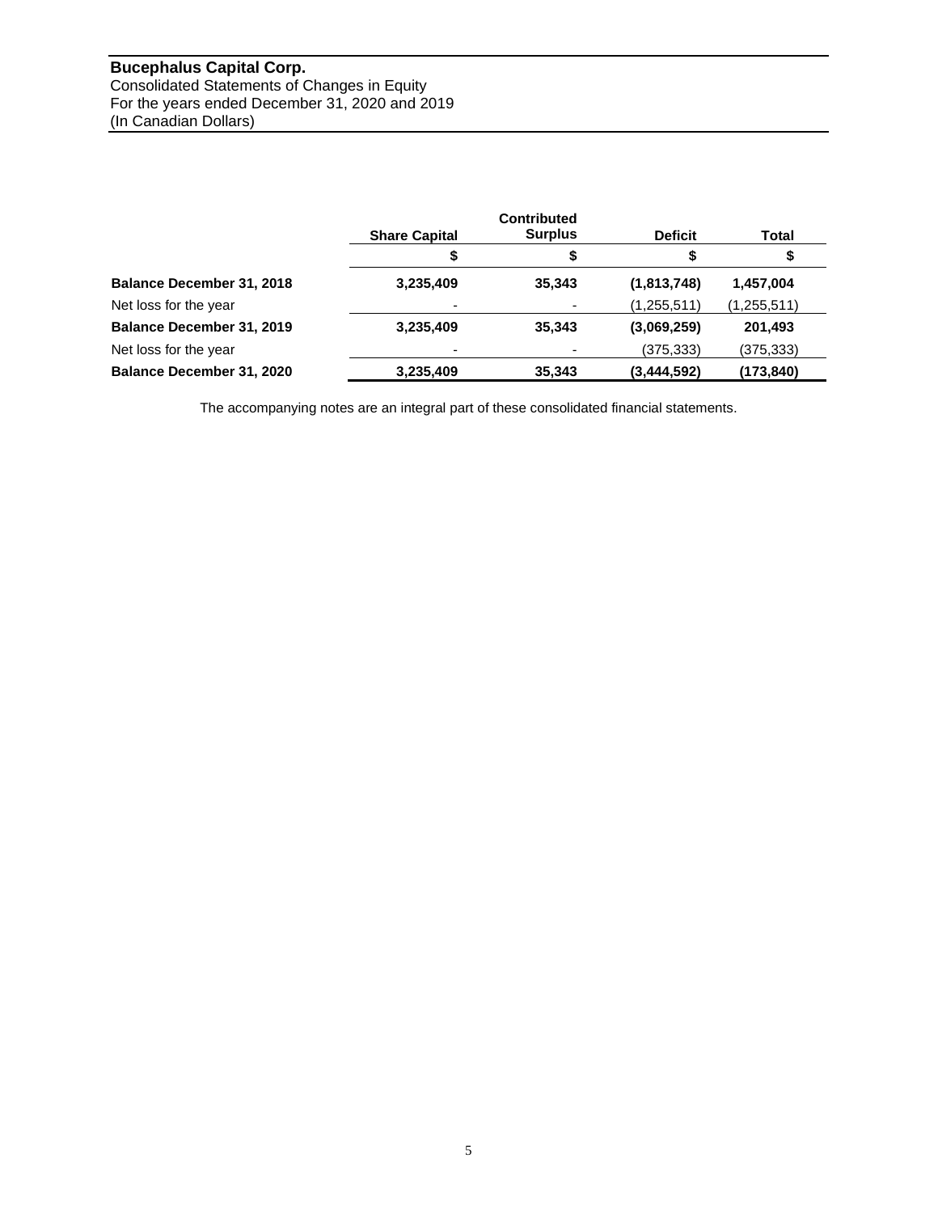**Bucephalus Capital Corp.**
Consolidated Statements of Changes in Equity
For the years ended December 31, 2020 and 2019
(In Canadian Dollars)

| | Share Capital | Contributed Surplus | Deficit | Total |
|---|---|---|---|---|
| | $ | $ | $ | $ |
| **Balance December 31, 2018** | **3,235,409** | **35,343** | **(1,813,748)** | **1,457,004** |
| Net loss for the year | - | - | (1,255,511) | (1,255,511) |
| **Balance December 31, 2019** | **3,235,409** | **35,343** | **(3,069,259)** | **201,493** |
| Net loss for the year | - | - | (375,333) | (375,333) |
| **Balance December 31, 2020** | **3,235,409** | **35,343** | **(3,444,592)** | **(173,840)** |

The accompanying notes are an integral part of these consolidated financial statements.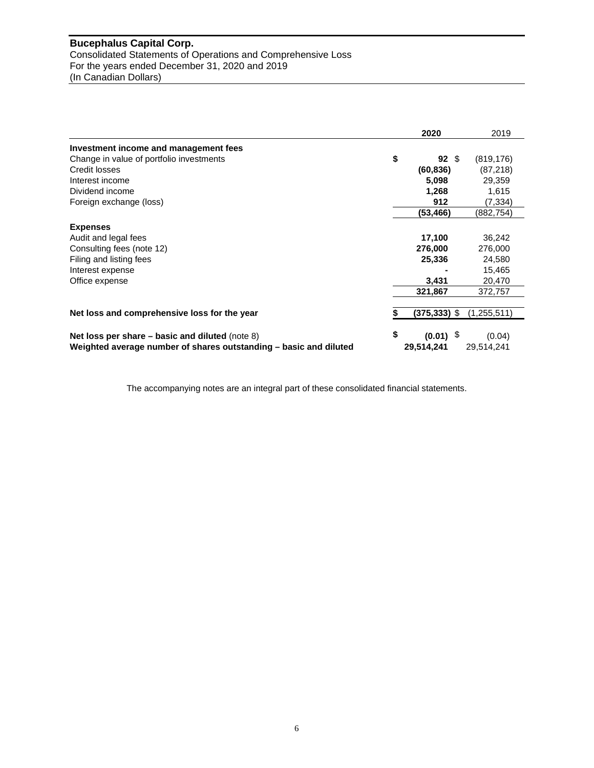# Bucephalus Capital Corp.

Consolidated Statements of Operations and Comprehensive Loss
For the years ended December 31, 2020 and 2019
(In Canadian Dollars)

| | 2020 | 2019 |
|---|---|---|
| **Investment income and management fees** | | |
| Change in value of portfolio investments | $ **92** | $ (819,176) |
| Credit losses | **(60,836)** | (87,218) |
| Interest income | **5,098** | 29,359 |
| Dividend income | **1,268** | 1,615 |
| Foreign exchange (loss) | **912** | (7,334) |
| | **(53,466)** | (882,754) |
| **Expenses** | | |
| Audit and legal fees | **17,100** | 36,242 |
| Consulting fees (note 12) | **276,000** | 276,000 |
| Filing and listing fees | **25,336** | 24,580 |
| Interest expense | **-** | 15,465 |
| Office expense | **3,431** | 20,470 |
| | **321,867** | 372,757 |
| **Net loss and comprehensive loss for the year** | $ **(375,333)** | $ (1,255,511) |
| **Net loss per share – basic and diluted** (note 8) | $ **(0.01)** | $ (0.04) |
| **Weighted average number of shares outstanding – basic and diluted** | **29,514,241** | 29,514,241 |

The accompanying notes are an integral part of these consolidated financial statements.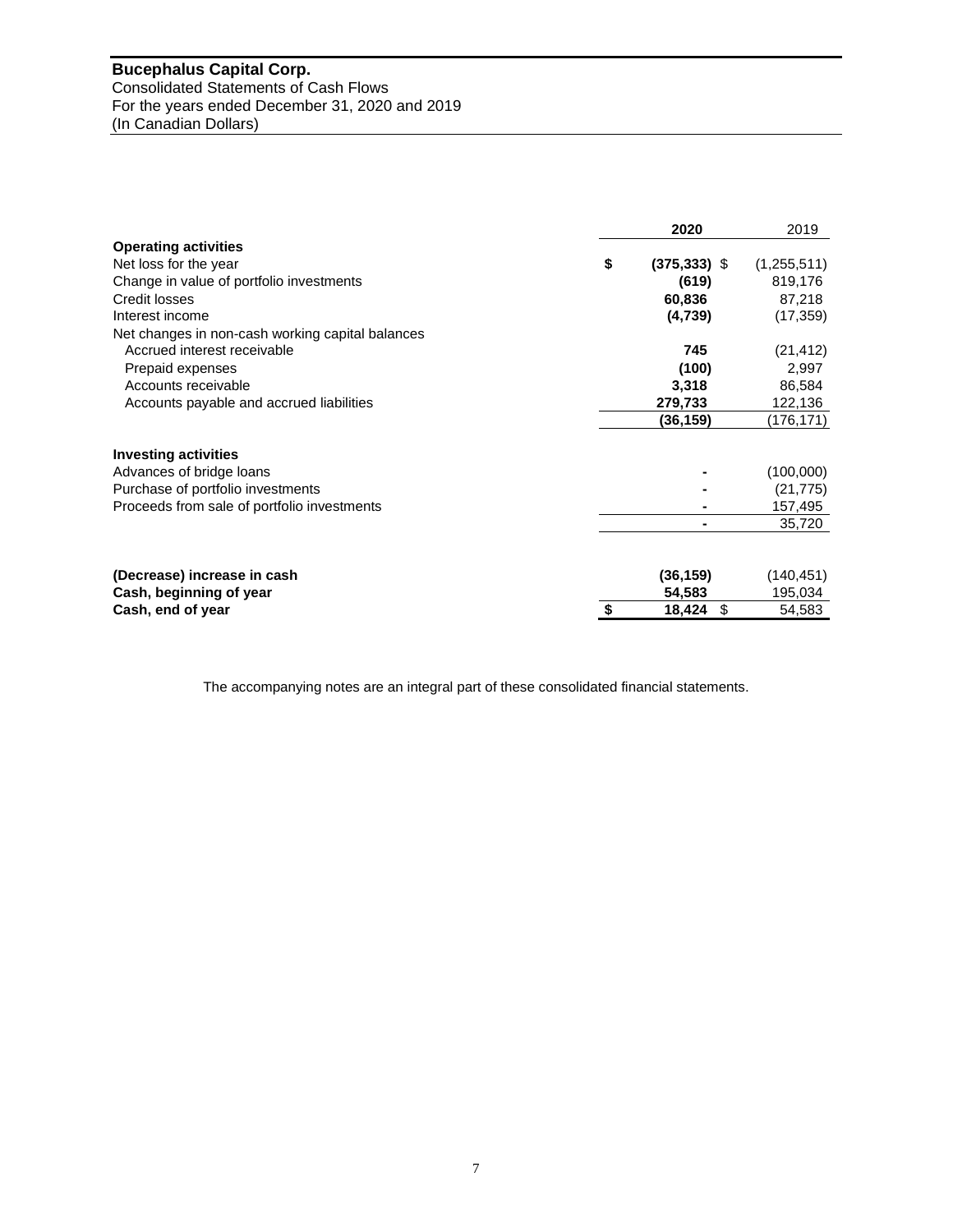**Bucephalus Capital Corp.**
Consolidated Statements of Cash Flows
For the years ended December 31, 2020 and 2019
(In Canadian Dollars)

| | 2020 | 2019 |
|---|---|---|
| **Operating activities** | | |
| Net loss for the year | **$ (375,333)** | $ (1,255,511) |
| Change in value of portfolio investments | **(619)** | 819,176 |
| Credit losses | **60,836** | 87,218 |
| Interest income | **(4,739)** | (17,359) |
| Net changes in non-cash working capital balances | | |
| Accrued interest receivable | **745** | (21,412) |
| Prepaid expenses | **(100)** | 2,997 |
| Accounts receivable | **3,318** | 86,584 |
| Accounts payable and accrued liabilities | **279,733** | 122,136 |
| | **(36,159)** | (176,171) |
| **Investing activities** | | |
| Advances of bridge loans | **-** | (100,000) |
| Purchase of portfolio investments | **-** | (21,775) |
| Proceeds from sale of portfolio investments | **-** | 157,495 |
| | **-** | 35,720 |
| **(Decrease) increase in cash** | **(36,159)** | (140,451) |
| **Cash, beginning of year** | **54,583** | 195,034 |
| **Cash, end of year** | **$ 18,424** | $ 54,583 |

The accompanying notes are an integral part of these consolidated financial statements.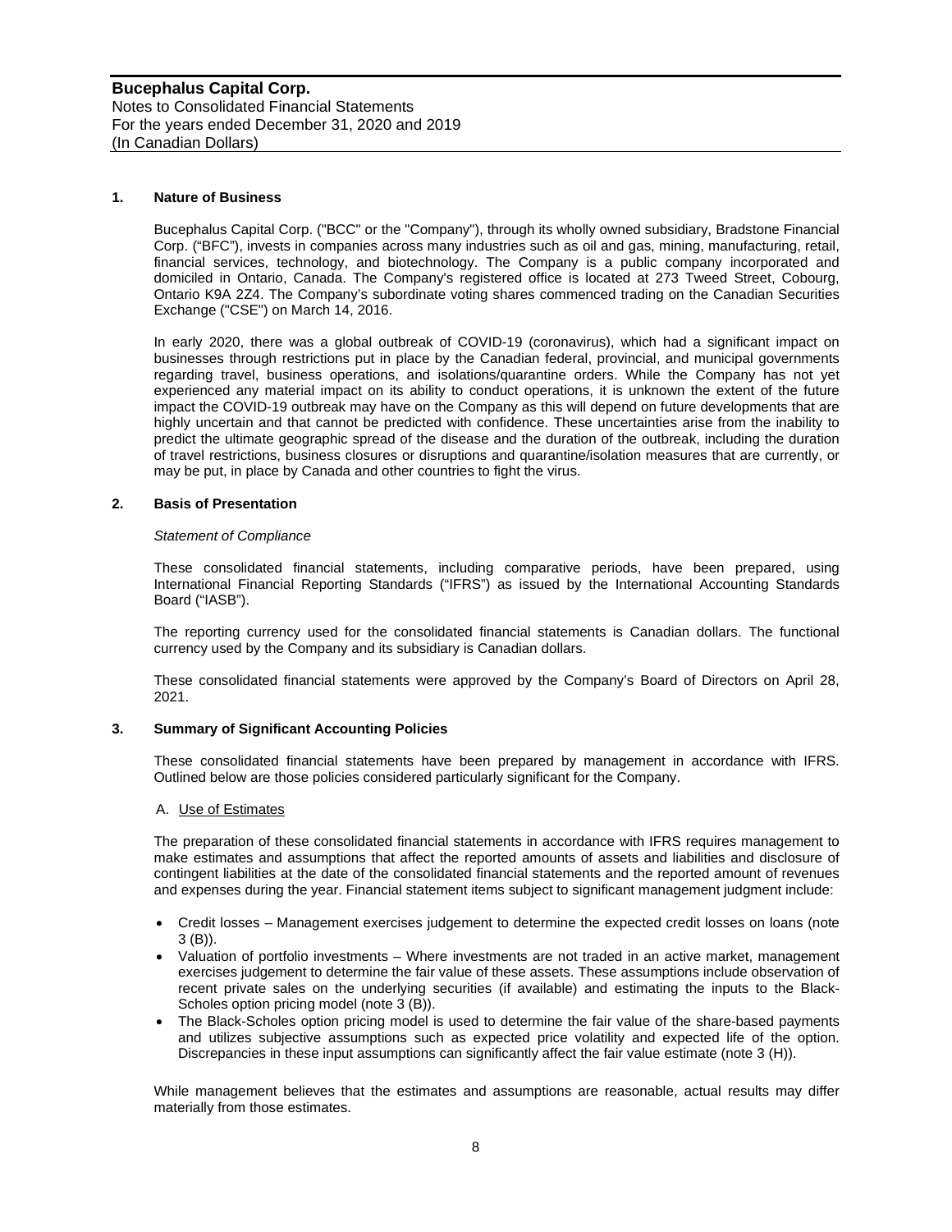## 1. Nature of Business

Bucephalus Capital Corp. ("BCC" or the "Company"), through its wholly owned subsidiary, Bradstone Financial Corp. ("BFC"), invests in companies across many industries such as oil and gas, mining, manufacturing, retail, financial services, technology, and biotechnology. The Company is a public company incorporated and domiciled in Ontario, Canada. The Company's registered office is located at 273 Tweed Street, Cobourg, Ontario K9A 2Z4. The Company's subordinate voting shares commenced trading on the Canadian Securities Exchange ("CSE") on March 14, 2016.

In early 2020, there was a global outbreak of COVID-19 (coronavirus), which had a significant impact on businesses through restrictions put in place by the Canadian federal, provincial, and municipal governments regarding travel, business operations, and isolations/quarantine orders. While the Company has not yet experienced any material impact on its ability to conduct operations, it is unknown the extent of the future impact the COVID-19 outbreak may have on the Company as this will depend on future developments that are highly uncertain and that cannot be predicted with confidence. These uncertainties arise from the inability to predict the ultimate geographic spread of the disease and the duration of the outbreak, including the duration of travel restrictions, business closures or disruptions and quarantine/isolation measures that are currently, or may be put, in place by Canada and other countries to fight the virus.

## 2. Basis of Presentation

*Statement of Compliance*

These consolidated financial statements, including comparative periods, have been prepared, using International Financial Reporting Standards ("IFRS") as issued by the International Accounting Standards Board ("IASB").

The reporting currency used for the consolidated financial statements is Canadian dollars. The functional currency used by the Company and its subsidiary is Canadian dollars.

These consolidated financial statements were approved by the Company's Board of Directors on April 28, 2021.

## 3. Summary of Significant Accounting Policies

These consolidated financial statements have been prepared by management in accordance with IFRS. Outlined below are those policies considered particularly significant for the Company.

A. Use of Estimates

The preparation of these consolidated financial statements in accordance with IFRS requires management to make estimates and assumptions that affect the reported amounts of assets and liabilities and disclosure of contingent liabilities at the date of the consolidated financial statements and the reported amount of revenues and expenses during the year. Financial statement items subject to significant management judgment include:

- Credit losses – Management exercises judgement to determine the expected credit losses on loans (note 3 (B)).
- Valuation of portfolio investments – Where investments are not traded in an active market, management exercises judgement to determine the fair value of these assets. These assumptions include observation of recent private sales on the underlying securities (if available) and estimating the inputs to the Black-Scholes option pricing model (note 3 (B)).
- The Black-Scholes option pricing model is used to determine the fair value of the share-based payments and utilizes subjective assumptions such as expected price volatility and expected life of the option. Discrepancies in these input assumptions can significantly affect the fair value estimate (note 3 (H)).

While management believes that the estimates and assumptions are reasonable, actual results may differ materially from those estimates.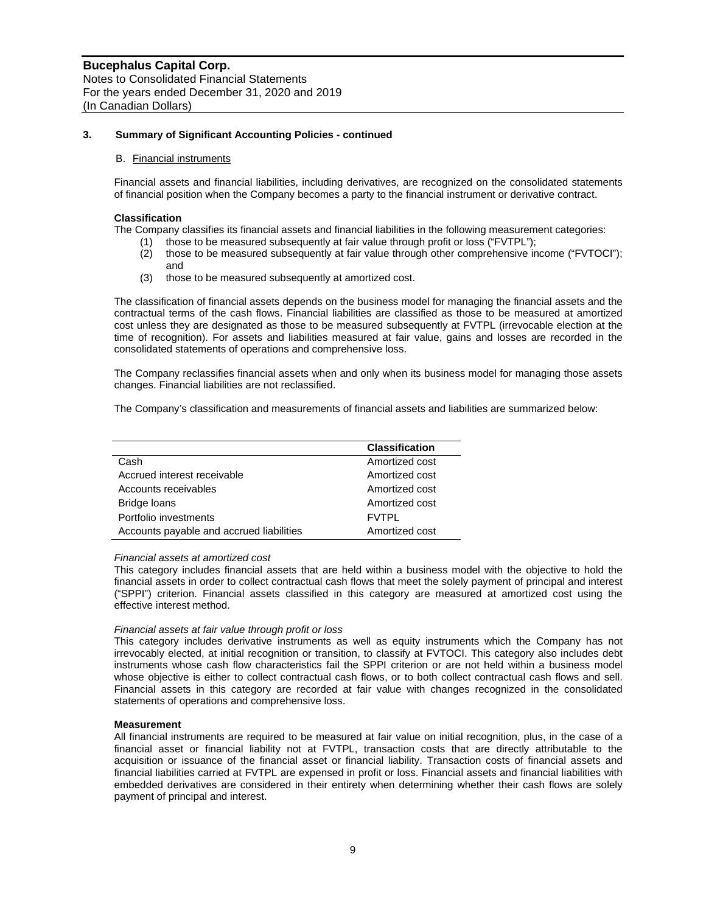## 3. Summary of Significant Accounting Policies - continued

### B. Financial instruments

Financial assets and financial liabilities, including derivatives, are recognized on the consolidated statements of financial position when the Company becomes a party to the financial instrument or derivative contract.

**Classification**

The Company classifies its financial assets and financial liabilities in the following measurement categories:

1. those to be measured subsequently at fair value through profit or loss ("FVTPL");
2. those to be measured subsequently at fair value through other comprehensive income ("FVTOCI"); and
3. those to be measured subsequently at amortized cost.

The classification of financial assets depends on the business model for managing the financial assets and the contractual terms of the cash flows. Financial liabilities are classified as those to be measured at amortized cost unless they are designated as those to be measured subsequently at FVTPL (irrevocable election at the time of recognition). For assets and liabilities measured at fair value, gains and losses are recorded in the consolidated statements of operations and comprehensive loss.

The Company reclassifies financial assets when and only when its business model for managing those assets changes. Financial liabilities are not reclassified.

The Company's classification and measurements of financial assets and liabilities are summarized below:

| | Classification |
|---|---|
| Cash | Amortized cost |
| Accrued interest receivable | Amortized cost |
| Accounts receivables | Amortized cost |
| Bridge loans | Amortized cost |
| Portfolio investments | FVTPL |
| Accounts payable and accrued liabilities | Amortized cost |

*Financial assets at amortized cost*

This category includes financial assets that are held within a business model with the objective to hold the financial assets in order to collect contractual cash flows that meet the solely payment of principal and interest ("SPPI") criterion. Financial assets classified in this category are measured at amortized cost using the effective interest method.

*Financial assets at fair value through profit or loss*

This category includes derivative instruments as well as equity instruments which the Company has not irrevocably elected, at initial recognition or transition, to classify at FVTOCI. This category also includes debt instruments whose cash flow characteristics fail the SPPI criterion or are not held within a business model whose objective is either to collect contractual cash flows, or to both collect contractual cash flows and sell. Financial assets in this category are recorded at fair value with changes recognized in the consolidated statements of operations and comprehensive loss.

**Measurement**

All financial instruments are required to be measured at fair value on initial recognition, plus, in the case of a financial asset or financial liability not at FVTPL, transaction costs that are directly attributable to the acquisition or issuance of the financial asset or financial liability. Transaction costs of financial assets and financial liabilities carried at FVTPL are expensed in profit or loss. Financial assets and financial liabilities with embedded derivatives are considered in their entirety when determining whether their cash flows are solely payment of principal and interest.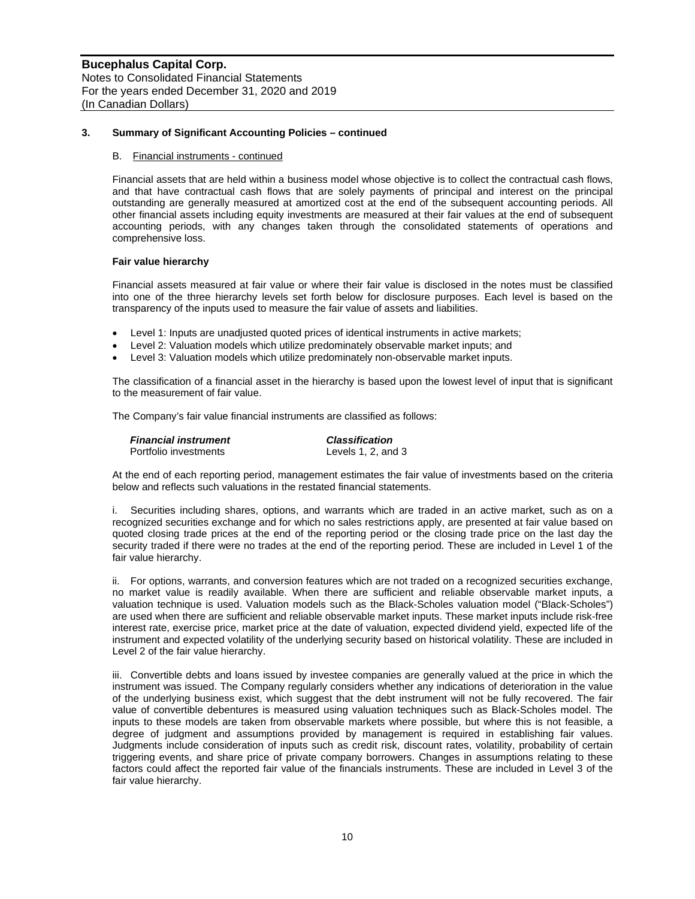### 3. Summary of Significant Accounting Policies – continued

#### B. Financial instruments - continued

Financial assets that are held within a business model whose objective is to collect the contractual cash flows, and that have contractual cash flows that are solely payments of principal and interest on the principal outstanding are generally measured at amortized cost at the end of the subsequent accounting periods. All other financial assets including equity investments are measured at their fair values at the end of subsequent accounting periods, with any changes taken through the consolidated statements of operations and comprehensive loss.

**Fair value hierarchy**

Financial assets measured at fair value or where their fair value is disclosed in the notes must be classified into one of the three hierarchy levels set forth below for disclosure purposes. Each level is based on the transparency of the inputs used to measure the fair value of assets and liabilities.

- Level 1: Inputs are unadjusted quoted prices of identical instruments in active markets;
- Level 2: Valuation models which utilize predominately observable market inputs; and
- Level 3: Valuation models which utilize predominately non-observable market inputs.

The classification of a financial asset in the hierarchy is based upon the lowest level of input that is significant to the measurement of fair value.

The Company's fair value financial instruments are classified as follows:

| ***Financial instrument*** | ***Classification*** |
|---|---|
| Portfolio investments | Levels 1, 2, and 3 |

At the end of each reporting period, management estimates the fair value of investments based on the criteria below and reflects such valuations in the restated financial statements.

i. Securities including shares, options, and warrants which are traded in an active market, such as on a recognized securities exchange and for which no sales restrictions apply, are presented at fair value based on quoted closing trade prices at the end of the reporting period or the closing trade price on the last day the security traded if there were no trades at the end of the reporting period. These are included in Level 1 of the fair value hierarchy.

ii. For options, warrants, and conversion features which are not traded on a recognized securities exchange, no market value is readily available. When there are sufficient and reliable observable market inputs, a valuation technique is used. Valuation models such as the Black-Scholes valuation model ("Black-Scholes") are used when there are sufficient and reliable observable market inputs. These market inputs include risk-free interest rate, exercise price, market price at the date of valuation, expected dividend yield, expected life of the instrument and expected volatility of the underlying security based on historical volatility. These are included in Level 2 of the fair value hierarchy.

iii. Convertible debts and loans issued by investee companies are generally valued at the price in which the instrument was issued. The Company regularly considers whether any indications of deterioration in the value of the underlying business exist, which suggest that the debt instrument will not be fully recovered. The fair value of convertible debentures is measured using valuation techniques such as Black-Scholes model. The inputs to these models are taken from observable markets where possible, but where this is not feasible, a degree of judgment and assumptions provided by management is required in establishing fair values. Judgments include consideration of inputs such as credit risk, discount rates, volatility, probability of certain triggering events, and share price of private company borrowers. Changes in assumptions relating to these factors could affect the reported fair value of the financials instruments. These are included in Level 3 of the fair value hierarchy.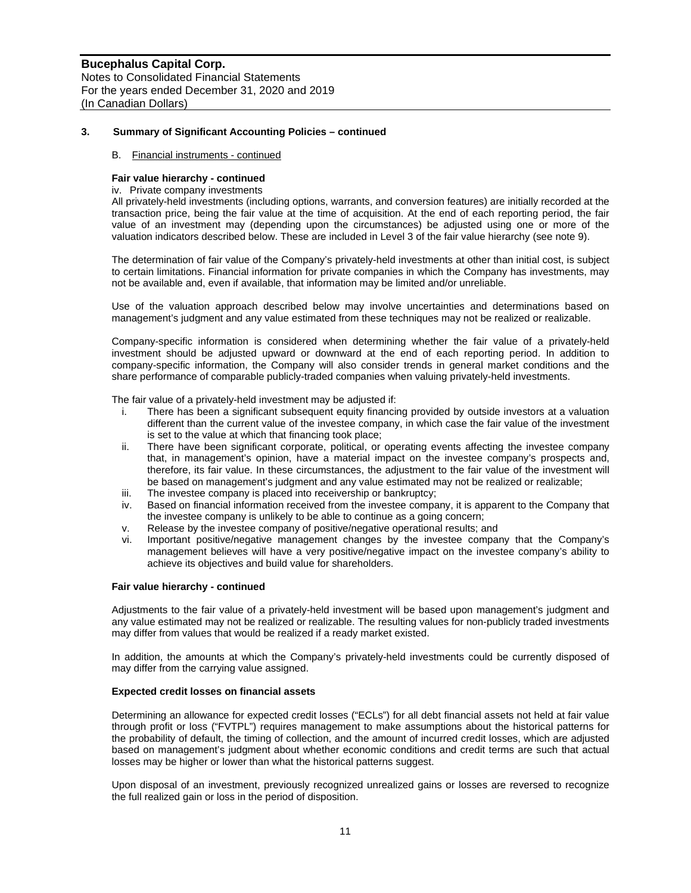## 3. Summary of Significant Accounting Policies – continued

B. Financial instruments - continued

**Fair value hierarchy - continued**

iv. Private company investments

All privately-held investments (including options, warrants, and conversion features) are initially recorded at the transaction price, being the fair value at the time of acquisition. At the end of each reporting period, the fair value of an investment may (depending upon the circumstances) be adjusted using one or more of the valuation indicators described below. These are included in Level 3 of the fair value hierarchy (see note 9).

The determination of fair value of the Company's privately-held investments at other than initial cost, is subject to certain limitations. Financial information for private companies in which the Company has investments, may not be available and, even if available, that information may be limited and/or unreliable.

Use of the valuation approach described below may involve uncertainties and determinations based on management's judgment and any value estimated from these techniques may not be realized or realizable.

Company-specific information is considered when determining whether the fair value of a privately-held investment should be adjusted upward or downward at the end of each reporting period. In addition to company-specific information, the Company will also consider trends in general market conditions and the share performance of comparable publicly-traded companies when valuing privately-held investments.

The fair value of a privately-held investment may be adjusted if:

i. There has been a significant subsequent equity financing provided by outside investors at a valuation different than the current value of the investee company, in which case the fair value of the investment is set to the value at which that financing took place;
ii. There have been significant corporate, political, or operating events affecting the investee company that, in management's opinion, have a material impact on the investee company's prospects and, therefore, its fair value. In these circumstances, the adjustment to the fair value of the investment will be based on management's judgment and any value estimated may not be realized or realizable;
iii. The investee company is placed into receivership or bankruptcy;
iv. Based on financial information received from the investee company, it is apparent to the Company that the investee company is unlikely to be able to continue as a going concern;
v. Release by the investee company of positive/negative operational results; and
vi. Important positive/negative management changes by the investee company that the Company's management believes will have a very positive/negative impact on the investee company's ability to achieve its objectives and build value for shareholders.

**Fair value hierarchy - continued**

Adjustments to the fair value of a privately-held investment will be based upon management's judgment and any value estimated may not be realized or realizable. The resulting values for non-publicly traded investments may differ from values that would be realized if a ready market existed.

In addition, the amounts at which the Company's privately-held investments could be currently disposed of may differ from the carrying value assigned.

**Expected credit losses on financial assets**

Determining an allowance for expected credit losses ("ECLs") for all debt financial assets not held at fair value through profit or loss ("FVTPL") requires management to make assumptions about the historical patterns for the probability of default, the timing of collection, and the amount of incurred credit losses, which are adjusted based on management's judgment about whether economic conditions and credit terms are such that actual losses may be higher or lower than what the historical patterns suggest.

Upon disposal of an investment, previously recognized unrealized gains or losses are reversed to recognize the full realized gain or loss in the period of disposition.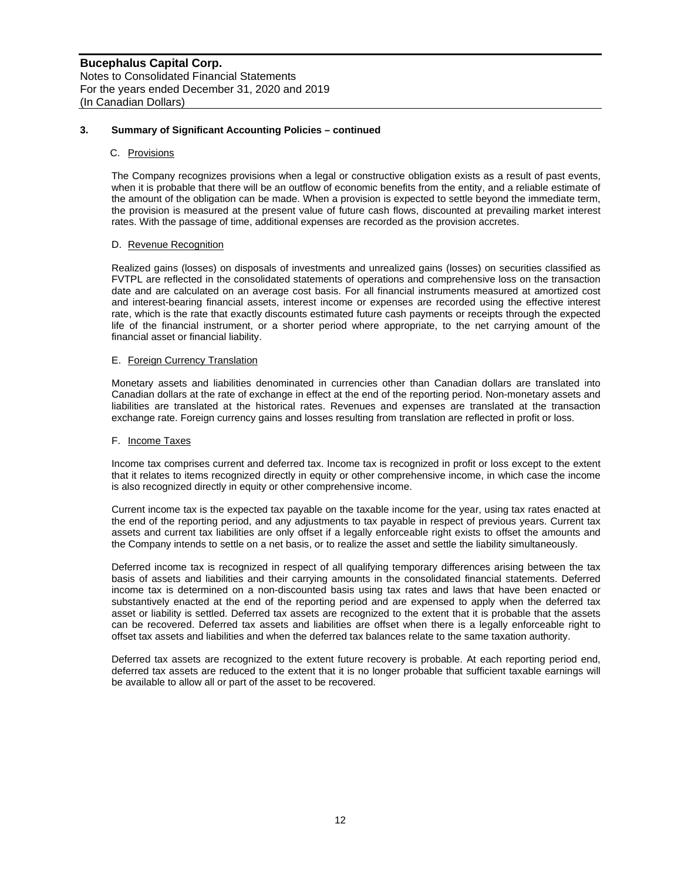### 3. Summary of Significant Accounting Policies – continued

#### C. Provisions

The Company recognizes provisions when a legal or constructive obligation exists as a result of past events, when it is probable that there will be an outflow of economic benefits from the entity, and a reliable estimate of the amount of the obligation can be made. When a provision is expected to settle beyond the immediate term, the provision is measured at the present value of future cash flows, discounted at prevailing market interest rates. With the passage of time, additional expenses are recorded as the provision accretes.

#### D. Revenue Recognition

Realized gains (losses) on disposals of investments and unrealized gains (losses) on securities classified as FVTPL are reflected in the consolidated statements of operations and comprehensive loss on the transaction date and are calculated on an average cost basis. For all financial instruments measured at amortized cost and interest-bearing financial assets, interest income or expenses are recorded using the effective interest rate, which is the rate that exactly discounts estimated future cash payments or receipts through the expected life of the financial instrument, or a shorter period where appropriate, to the net carrying amount of the financial asset or financial liability.

#### E. Foreign Currency Translation

Monetary assets and liabilities denominated in currencies other than Canadian dollars are translated into Canadian dollars at the rate of exchange in effect at the end of the reporting period. Non-monetary assets and liabilities are translated at the historical rates. Revenues and expenses are translated at the transaction exchange rate. Foreign currency gains and losses resulting from translation are reflected in profit or loss.

#### F. Income Taxes

Income tax comprises current and deferred tax. Income tax is recognized in profit or loss except to the extent that it relates to items recognized directly in equity or other comprehensive income, in which case the income is also recognized directly in equity or other comprehensive income.

Current income tax is the expected tax payable on the taxable income for the year, using tax rates enacted at the end of the reporting period, and any adjustments to tax payable in respect of previous years. Current tax assets and current tax liabilities are only offset if a legally enforceable right exists to offset the amounts and the Company intends to settle on a net basis, or to realize the asset and settle the liability simultaneously.

Deferred income tax is recognized in respect of all qualifying temporary differences arising between the tax basis of assets and liabilities and their carrying amounts in the consolidated financial statements. Deferred income tax is determined on a non-discounted basis using tax rates and laws that have been enacted or substantively enacted at the end of the reporting period and are expensed to apply when the deferred tax asset or liability is settled. Deferred tax assets are recognized to the extent that it is probable that the assets can be recovered. Deferred tax assets and liabilities are offset when there is a legally enforceable right to offset tax assets and liabilities and when the deferred tax balances relate to the same taxation authority.

Deferred tax assets are recognized to the extent future recovery is probable. At each reporting period end, deferred tax assets are reduced to the extent that it is no longer probable that sufficient taxable earnings will be available to allow all or part of the asset to be recovered.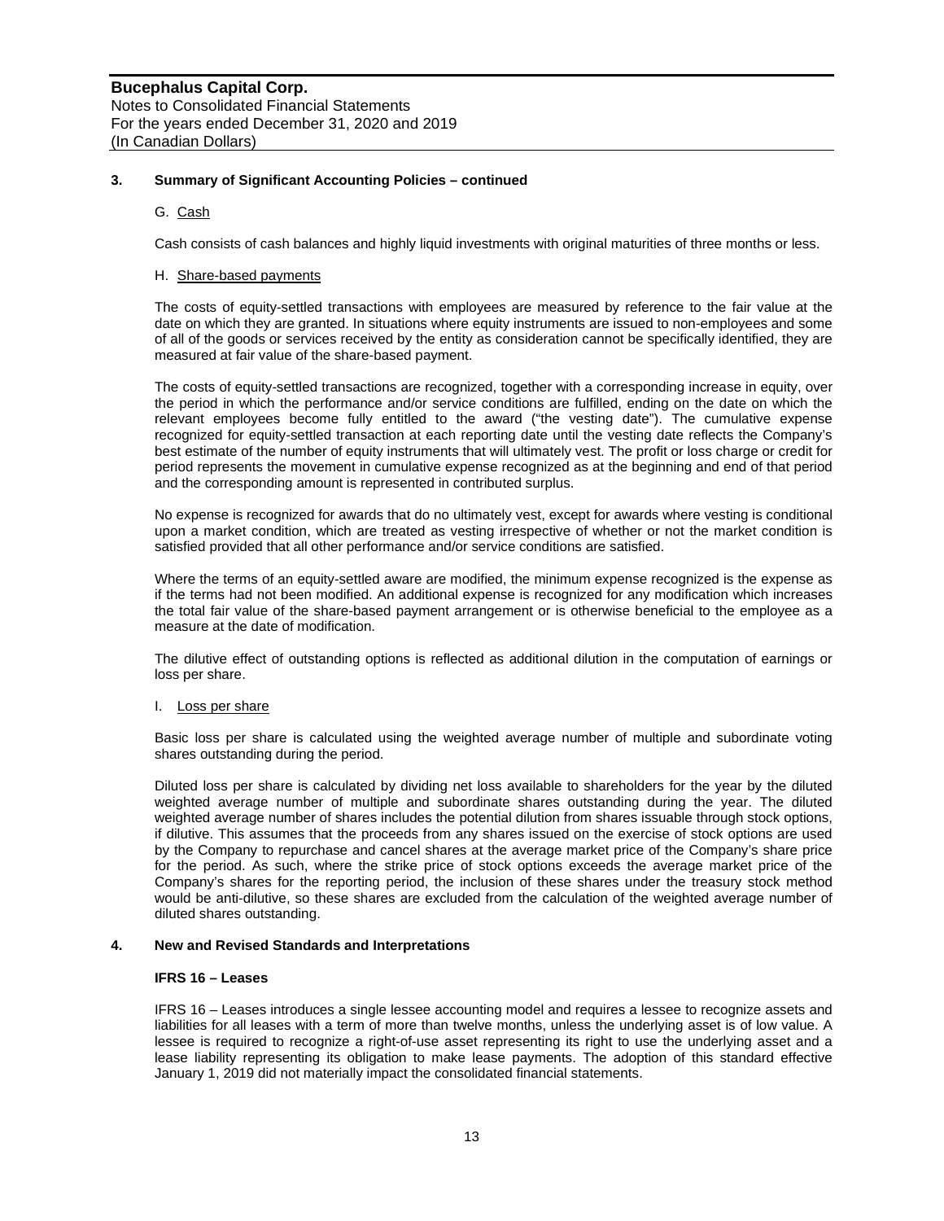## 3. Summary of Significant Accounting Policies – continued

G. Cash

Cash consists of cash balances and highly liquid investments with original maturities of three months or less.

H. Share-based payments

The costs of equity-settled transactions with employees are measured by reference to the fair value at the date on which they are granted. In situations where equity instruments are issued to non-employees and some of all of the goods or services received by the entity as consideration cannot be specifically identified, they are measured at fair value of the share-based payment.

The costs of equity-settled transactions are recognized, together with a corresponding increase in equity, over the period in which the performance and/or service conditions are fulfilled, ending on the date on which the relevant employees become fully entitled to the award ("the vesting date"). The cumulative expense recognized for equity-settled transaction at each reporting date until the vesting date reflects the Company's best estimate of the number of equity instruments that will ultimately vest. The profit or loss charge or credit for period represents the movement in cumulative expense recognized as at the beginning and end of that period and the corresponding amount is represented in contributed surplus.

No expense is recognized for awards that do no ultimately vest, except for awards where vesting is conditional upon a market condition, which are treated as vesting irrespective of whether or not the market condition is satisfied provided that all other performance and/or service conditions are satisfied.

Where the terms of an equity-settled aware are modified, the minimum expense recognized is the expense as if the terms had not been modified. An additional expense is recognized for any modification which increases the total fair value of the share-based payment arrangement or is otherwise beneficial to the employee as a measure at the date of modification.

The dilutive effect of outstanding options is reflected as additional dilution in the computation of earnings or loss per share.

I. Loss per share

Basic loss per share is calculated using the weighted average number of multiple and subordinate voting shares outstanding during the period.

Diluted loss per share is calculated by dividing net loss available to shareholders for the year by the diluted weighted average number of multiple and subordinate shares outstanding during the year. The diluted weighted average number of shares includes the potential dilution from shares issuable through stock options, if dilutive. This assumes that the proceeds from any shares issued on the exercise of stock options are used by the Company to repurchase and cancel shares at the average market price of the Company's share price for the period. As such, where the strike price of stock options exceeds the average market price of the Company's shares for the reporting period, the inclusion of these shares under the treasury stock method would be anti-dilutive, so these shares are excluded from the calculation of the weighted average number of diluted shares outstanding.

## 4. New and Revised Standards and Interpretations

**IFRS 16 – Leases**

IFRS 16 – Leases introduces a single lessee accounting model and requires a lessee to recognize assets and liabilities for all leases with a term of more than twelve months, unless the underlying asset is of low value. A lessee is required to recognize a right-of-use asset representing its right to use the underlying asset and a lease liability representing its obligation to make lease payments. The adoption of this standard effective January 1, 2019 did not materially impact the consolidated financial statements.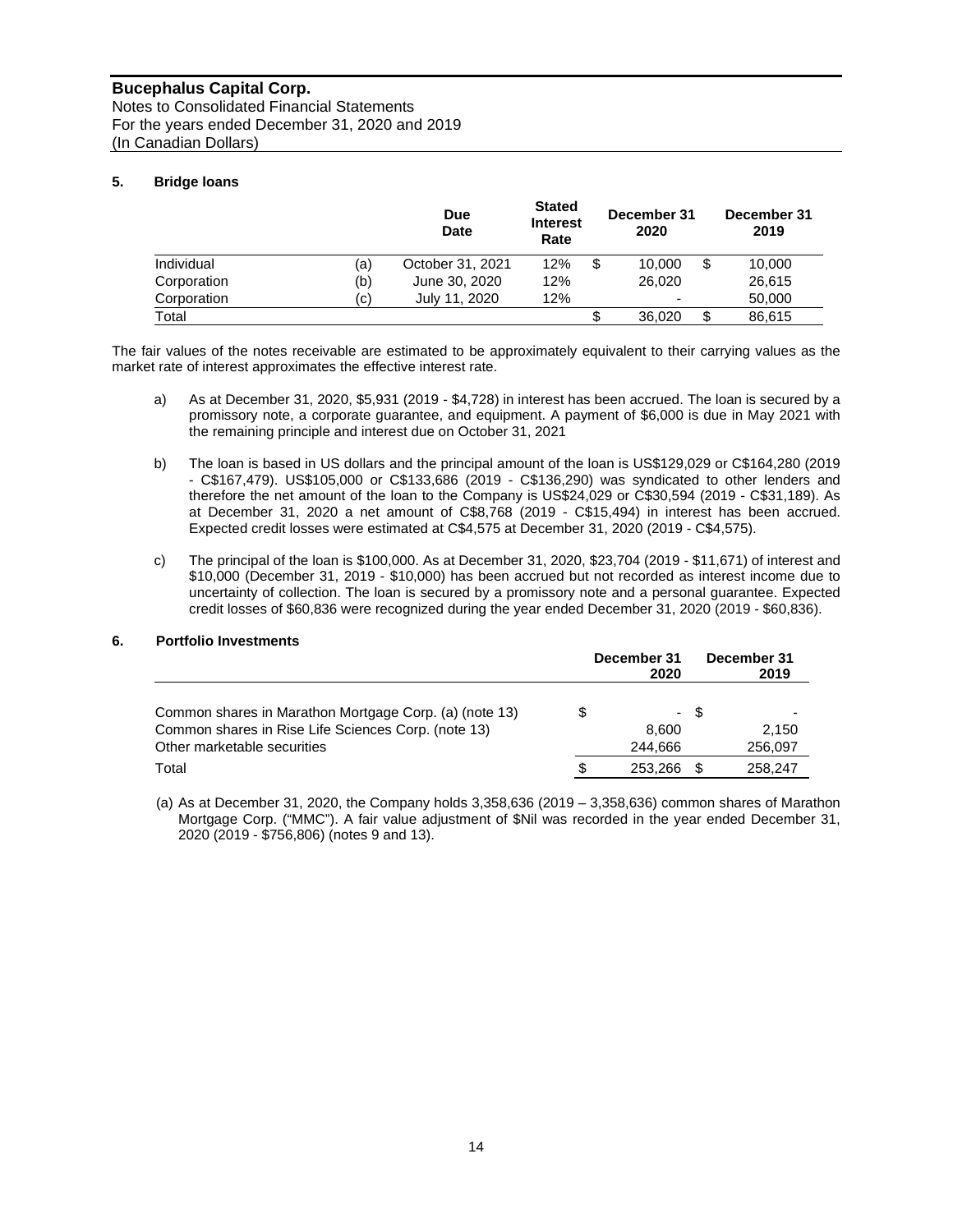**Bucephalus Capital Corp.**
Notes to Consolidated Financial Statements
For the years ended December 31, 2020 and 2019
(In Canadian Dollars)

## 5. Bridge loans

| | | Due Date | Stated Interest Rate | December 31 2020 | December 31 2019 |
|---|---|---|---|---|---|
| Individual | (a) | October 31, 2021 | 12% | $ 10,000 | $ 10,000 |
| Corporation | (b) | June 30, 2020 | 12% | 26,020 | 26,615 |
| Corporation | (c) | July 11, 2020 | 12% | - | 50,000 |
| Total | | | | $ 36,020 | $ 86,615 |

The fair values of the notes receivable are estimated to be approximately equivalent to their carrying values as the market rate of interest approximates the effective interest rate.

a) As at December 31, 2020, $5,931 (2019 - $4,728) in interest has been accrued. The loan is secured by a promissory note, a corporate guarantee, and equipment. A payment of $6,000 is due in May 2021 with the remaining principle and interest due on October 31, 2021

b) The loan is based in US dollars and the principal amount of the loan is US$129,029 or C$164,280 (2019 - C$167,479). US$105,000 or C$133,686 (2019 - C$136,290) was syndicated to other lenders and therefore the net amount of the loan to the Company is US$24,029 or C$30,594 (2019 - C$31,189). As at December 31, 2020 a net amount of C$8,768 (2019 - C$15,494) in interest has been accrued. Expected credit losses were estimated at C$4,575 at December 31, 2020 (2019 - C$4,575).

c) The principal of the loan is $100,000. As at December 31, 2020, $23,704 (2019 - $11,671) of interest and $10,000 (December 31, 2019 - $10,000) has been accrued but not recorded as interest income due to uncertainty of collection. The loan is secured by a promissory note and a personal guarantee. Expected credit losses of $60,836 were recognized during the year ended December 31, 2020 (2019 - $60,836).

## 6. Portfolio Investments

| | December 31 2020 | December 31 2019 |
|---|---|---|
| Common shares in Marathon Mortgage Corp. (a) (note 13) | $ - | $ - |
| Common shares in Rise Life Sciences Corp. (note 13) | 8,600 | 2,150 |
| Other marketable securities | 244,666 | 256,097 |
| Total | $ 253,266 | $ 258,247 |

(a) As at December 31, 2020, the Company holds 3,358,636 (2019 – 3,358,636) common shares of Marathon Mortgage Corp. ("MMC"). A fair value adjustment of $Nil was recorded in the year ended December 31, 2020 (2019 - $756,806) (notes 9 and 13).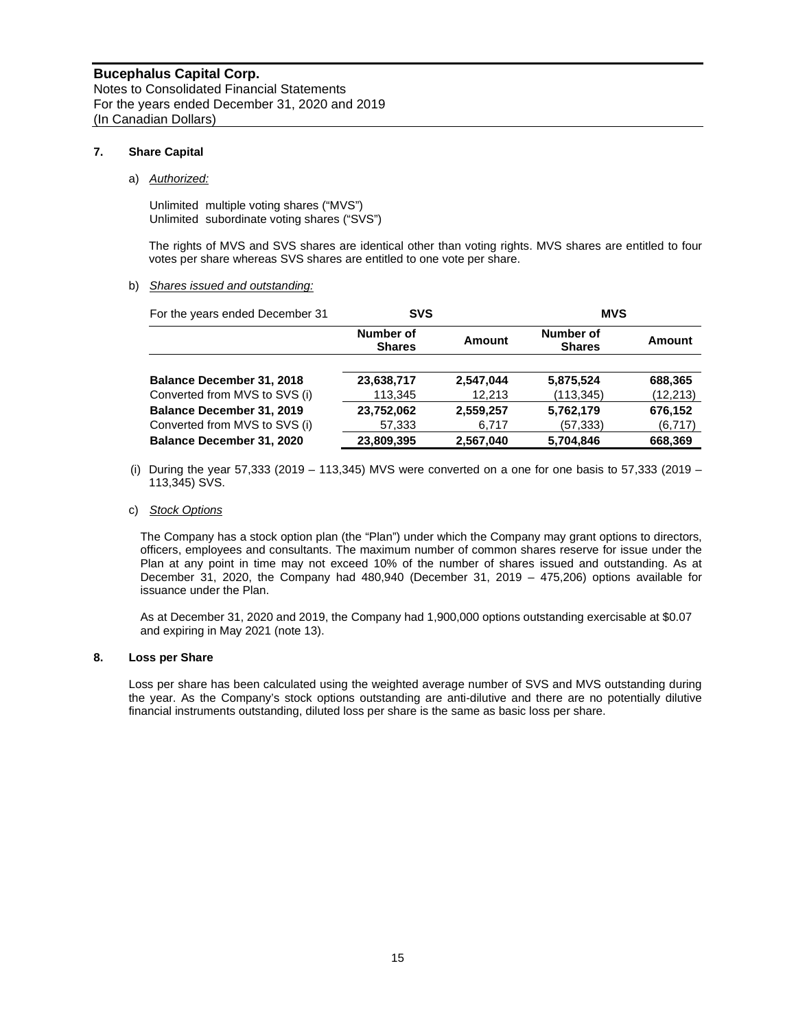## 7. Share Capital

a) *Authorized:*

Unlimited multiple voting shares ("MVS")
Unlimited subordinate voting shares ("SVS")

The rights of MVS and SVS shares are identical other than voting rights. MVS shares are entitled to four votes per share whereas SVS shares are entitled to one vote per share.

b) *Shares issued and outstanding:*

| For the years ended December 31 | SVS | | MVS | |
|---|---|---|---|---|
| | Number of Shares | Amount | Number of Shares | Amount |
| **Balance December 31, 2018** | **23,638,717** | **2,547,044** | **5,875,524** | **688,365** |
| Converted from MVS to SVS (i) | 113,345 | 12,213 | (113,345) | (12,213) |
| **Balance December 31, 2019** | **23,752,062** | **2,559,257** | **5,762,179** | **676,152** |
| Converted from MVS to SVS (i) | 57,333 | 6,717 | (57,333) | (6,717) |
| **Balance December 31, 2020** | **23,809,395** | **2,567,040** | **5,704,846** | **668,369** |

(i) During the year 57,333 (2019 – 113,345) MVS were converted on a one for one basis to 57,333 (2019 – 113,345) SVS.

c) *Stock Options*

The Company has a stock option plan (the "Plan") under which the Company may grant options to directors, officers, employees and consultants. The maximum number of common shares reserve for issue under the Plan at any point in time may not exceed 10% of the number of shares issued and outstanding. As at December 31, 2020, the Company had 480,940 (December 31, 2019 – 475,206) options available for issuance under the Plan.

As at December 31, 2020 and 2019, the Company had 1,900,000 options outstanding exercisable at $0.07 and expiring in May 2021 (note 13).

## 8. Loss per Share

Loss per share has been calculated using the weighted average number of SVS and MVS outstanding during the year. As the Company's stock options outstanding are anti-dilutive and there are no potentially dilutive financial instruments outstanding, diluted loss per share is the same as basic loss per share.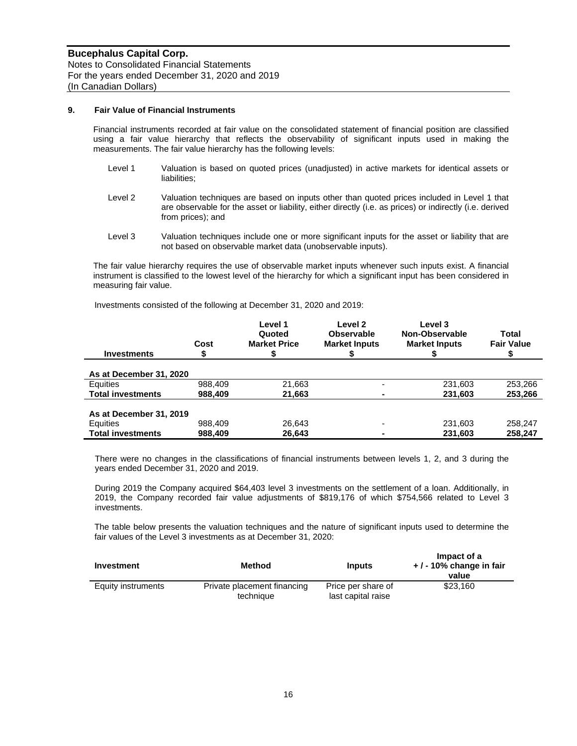## 9. Fair Value of Financial Instruments

Financial instruments recorded at fair value on the consolidated statement of financial position are classified using a fair value hierarchy that reflects the observability of significant inputs used in making the measurements. The fair value hierarchy has the following levels:

- Level 1 Valuation is based on quoted prices (unadjusted) in active markets for identical assets or liabilities;
- Level 2 Valuation techniques are based on inputs other than quoted prices included in Level 1 that are observable for the asset or liability, either directly (i.e. as prices) or indirectly (i.e. derived from prices); and
- Level 3 Valuation techniques include one or more significant inputs for the asset or liability that are not based on observable market data (unobservable inputs).

The fair value hierarchy requires the use of observable market inputs whenever such inputs exist. A financial instrument is classified to the lowest level of the hierarchy for which a significant input has been considered in measuring fair value.

Investments consisted of the following at December 31, 2020 and 2019:

| Investments | Cost $ | Level 1 Quoted Market Price $ | Level 2 Observable Market Inputs $ | Level 3 Non-Observable Market Inputs $ | Total Fair Value $ |
|---|---|---|---|---|---|
| **As at December 31, 2020** | | | | | |
| Equities | 988,409 | 21,663 | - | 231,603 | 253,266 |
| **Total investments** | **988,409** | **21,663** | **-** | **231,603** | **253,266** |
| **As at December 31, 2019** | | | | | |
| Equities | 988,409 | 26,643 | - | 231,603 | 258,247 |
| **Total investments** | **988,409** | **26,643** | **-** | **231,603** | **258,247** |

There were no changes in the classifications of financial instruments between levels 1, 2, and 3 during the years ended December 31, 2020 and 2019.

During 2019 the Company acquired $64,403 level 3 investments on the settlement of a loan. Additionally, in 2019, the Company recorded fair value adjustments of $819,176 of which $754,566 related to Level 3 investments.

The table below presents the valuation techniques and the nature of significant inputs used to determine the fair values of the Level 3 investments as at December 31, 2020:

| Investment | Method | Inputs | Impact of a + / - 10% change in fair value |
|---|---|---|---|
| Equity instruments | Private placement financing technique | Price per share of last capital raise | $23,160 |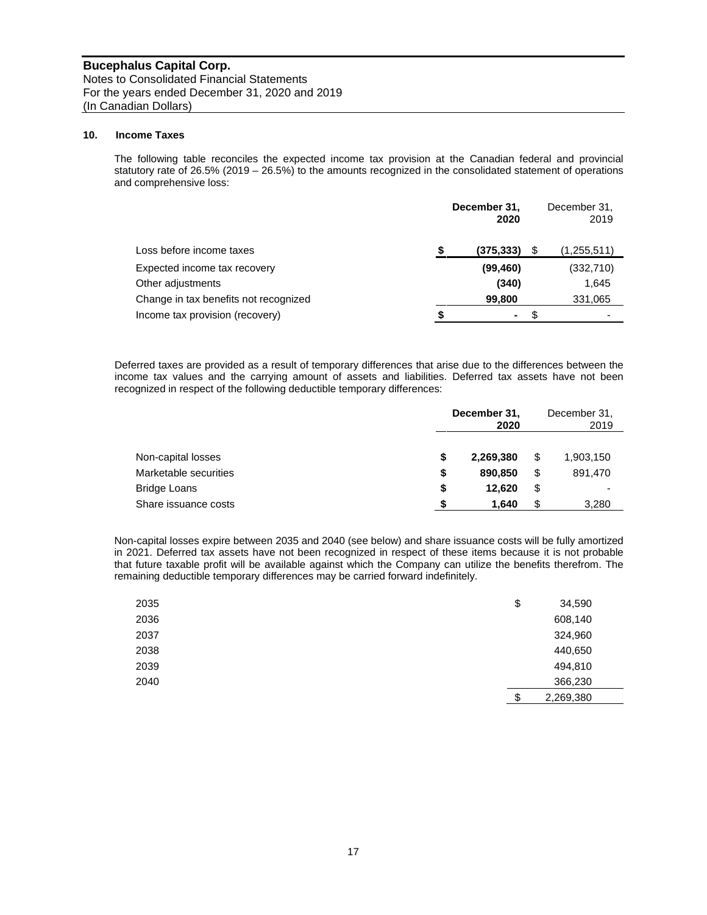**Bucephalus Capital Corp.**
Notes to Consolidated Financial Statements
For the years ended December 31, 2020 and 2019
(In Canadian Dollars)

## 10. Income Taxes

The following table reconciles the expected income tax provision at the Canadian federal and provincial statutory rate of 26.5% (2019 – 26.5%) to the amounts recognized in the consolidated statement of operations and comprehensive loss:

| | **December 31, 2020** | December 31, 2019 |
|---|---|---|
| Loss before income taxes | **$ (375,333)** | $ (1,255,511) |
| Expected income tax recovery | **(99,460)** | (332,710) |
| Other adjustments | **(340)** | 1,645 |
| Change in tax benefits not recognized | **99,800** | 331,065 |
| Income tax provision (recovery) | **$ -** | $ - |

Deferred taxes are provided as a result of temporary differences that arise due to the differences between the income tax values and the carrying amount of assets and liabilities. Deferred tax assets have not been recognized in respect of the following deductible temporary differences:

| | **December 31, 2020** | December 31, 2019 |
|---|---|---|
| Non-capital losses | **$ 2,269,380** | $ 1,903,150 |
| Marketable securities | **$ 890,850** | $ 891,470 |
| Bridge Loans | **$ 12,620** | $ - |
| Share issuance costs | **$ 1,640** | $ 3,280 |

Non-capital losses expire between 2035 and 2040 (see below) and share issuance costs will be fully amortized in 2021. Deferred tax assets have not been recognized in respect of these items because it is not probable that future taxable profit will be available against which the Company can utilize the benefits therefrom. The remaining deductible temporary differences may be carried forward indefinitely.

| | |
|---|---|
| 2035 | $ 34,590 |
| 2036 | 608,140 |
| 2037 | 324,960 |
| 2038 | 440,650 |
| 2039 | 494,810 |
| 2040 | 366,230 |
| | $ 2,269,380 |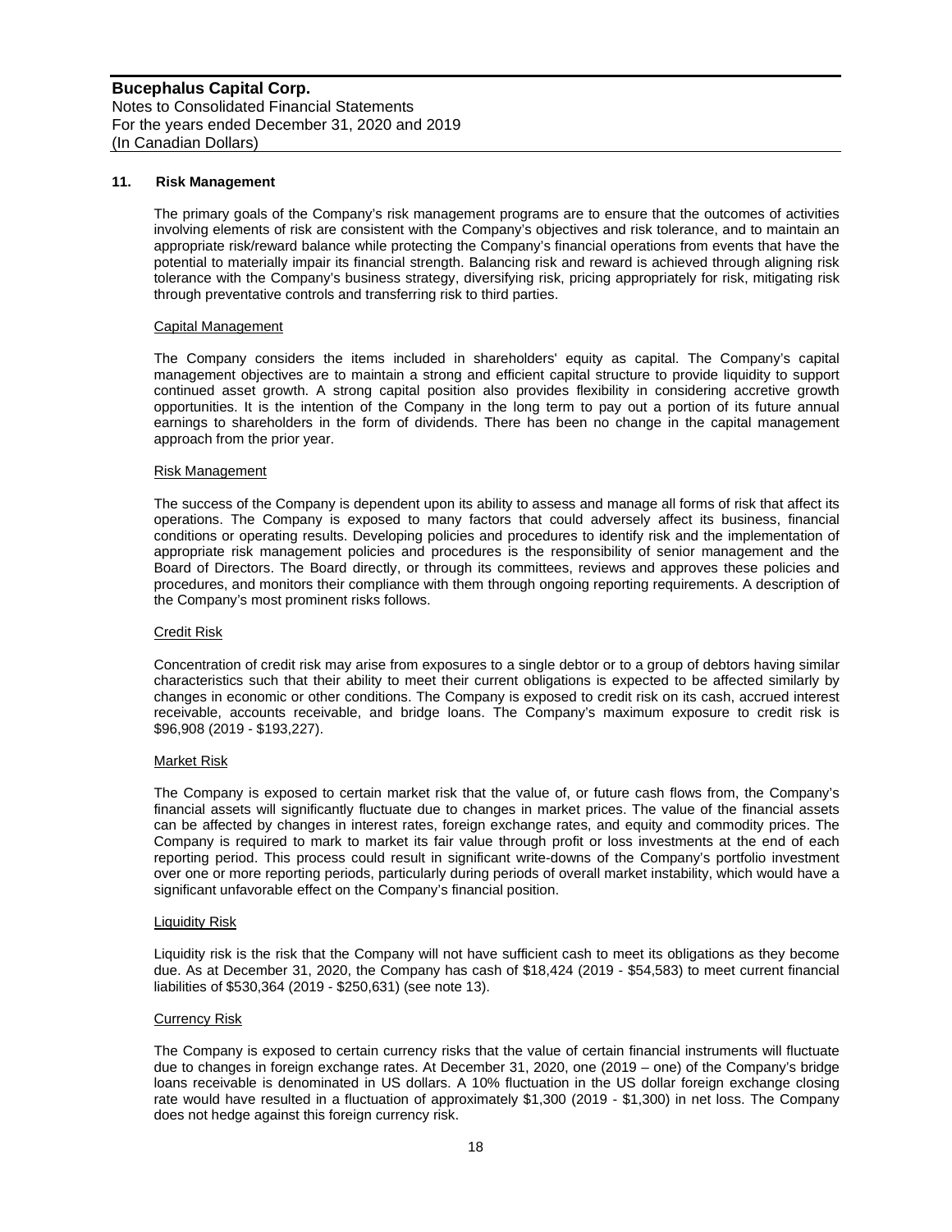## 11. Risk Management

The primary goals of the Company's risk management programs are to ensure that the outcomes of activities involving elements of risk are consistent with the Company's objectives and risk tolerance, and to maintain an appropriate risk/reward balance while protecting the Company's financial operations from events that have the potential to materially impair its financial strength. Balancing risk and reward is achieved through aligning risk tolerance with the Company's business strategy, diversifying risk, pricing appropriately for risk, mitigating risk through preventative controls and transferring risk to third parties.

### Capital Management

The Company considers the items included in shareholders' equity as capital. The Company's capital management objectives are to maintain a strong and efficient capital structure to provide liquidity to support continued asset growth. A strong capital position also provides flexibility in considering accretive growth opportunities. It is the intention of the Company in the long term to pay out a portion of its future annual earnings to shareholders in the form of dividends. There has been no change in the capital management approach from the prior year.

### Risk Management

The success of the Company is dependent upon its ability to assess and manage all forms of risk that affect its operations. The Company is exposed to many factors that could adversely affect its business, financial conditions or operating results. Developing policies and procedures to identify risk and the implementation of appropriate risk management policies and procedures is the responsibility of senior management and the Board of Directors. The Board directly, or through its committees, reviews and approves these policies and procedures, and monitors their compliance with them through ongoing reporting requirements. A description of the Company's most prominent risks follows.

### Credit Risk

Concentration of credit risk may arise from exposures to a single debtor or to a group of debtors having similar characteristics such that their ability to meet their current obligations is expected to be affected similarly by changes in economic or other conditions. The Company is exposed to credit risk on its cash, accrued interest receivable, accounts receivable, and bridge loans. The Company's maximum exposure to credit risk is $96,908 (2019 - $193,227).

### Market Risk

The Company is exposed to certain market risk that the value of, or future cash flows from, the Company's financial assets will significantly fluctuate due to changes in market prices. The value of the financial assets can be affected by changes in interest rates, foreign exchange rates, and equity and commodity prices. The Company is required to mark to market its fair value through profit or loss investments at the end of each reporting period. This process could result in significant write-downs of the Company's portfolio investment over one or more reporting periods, particularly during periods of overall market instability, which would have a significant unfavorable effect on the Company's financial position.

### Liquidity Risk

Liquidity risk is the risk that the Company will not have sufficient cash to meet its obligations as they become due. As at December 31, 2020, the Company has cash of $18,424 (2019 - $54,583) to meet current financial liabilities of $530,364 (2019 - $250,631) (see note 13).

### Currency Risk

The Company is exposed to certain currency risks that the value of certain financial instruments will fluctuate due to changes in foreign exchange rates. At December 31, 2020, one (2019 – one) of the Company's bridge loans receivable is denominated in US dollars. A 10% fluctuation in the US dollar foreign exchange closing rate would have resulted in a fluctuation of approximately $1,300 (2019 - $1,300) in net loss. The Company does not hedge against this foreign currency risk.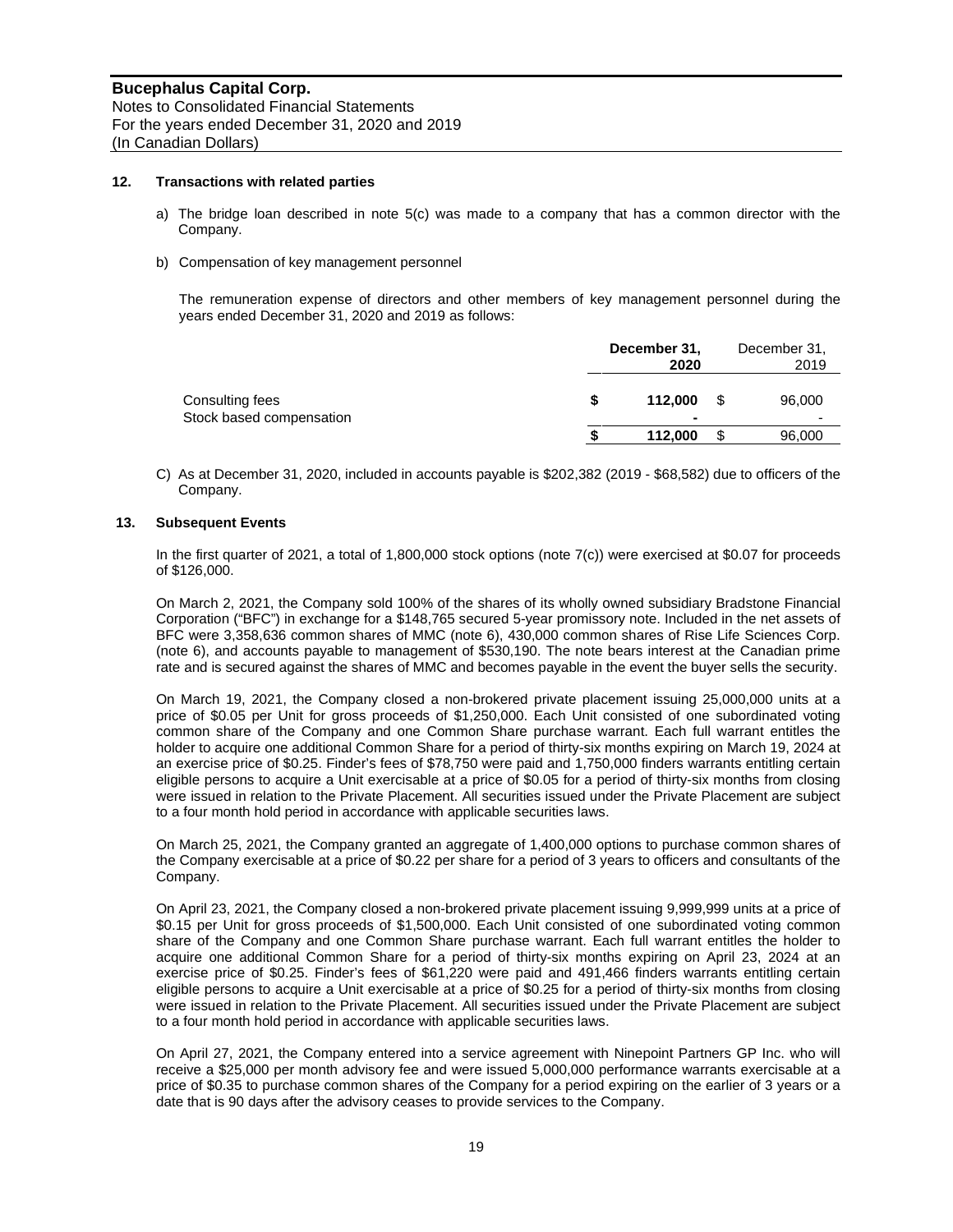**Bucephalus Capital Corp.**
Notes to Consolidated Financial Statements
For the years ended December 31, 2020 and 2019
(In Canadian Dollars)

**12. Transactions with related parties**

a) The bridge loan described in note 5(c) was made to a company that has a common director with the Company.

b) Compensation of key management personnel

The remuneration expense of directors and other members of key management personnel during the years ended December 31, 2020 and 2019 as follows:

| | **December 31, 2020** | December 31, 2019 |
|---|---|---|
| Consulting fees | **$ 112,000** | $ 96,000 |
| Stock based compensation | **-** | - |
| | **$ 112,000** | $ 96,000 |

C) As at December 31, 2020, included in accounts payable is $202,382 (2019 - $68,582) due to officers of the Company.

**13. Subsequent Events**

In the first quarter of 2021, a total of 1,800,000 stock options (note 7(c)) were exercised at $0.07 for proceeds of $126,000.

On March 2, 2021, the Company sold 100% of the shares of its wholly owned subsidiary Bradstone Financial Corporation ("BFC") in exchange for a $148,765 secured 5-year promissory note. Included in the net assets of BFC were 3,358,636 common shares of MMC (note 6), 430,000 common shares of Rise Life Sciences Corp. (note 6), and accounts payable to management of $530,190. The note bears interest at the Canadian prime rate and is secured against the shares of MMC and becomes payable in the event the buyer sells the security.

On March 19, 2021, the Company closed a non-brokered private placement issuing 25,000,000 units at a price of $0.05 per Unit for gross proceeds of $1,250,000. Each Unit consisted of one subordinated voting common share of the Company and one Common Share purchase warrant. Each full warrant entitles the holder to acquire one additional Common Share for a period of thirty-six months expiring on March 19, 2024 at an exercise price of $0.25. Finder's fees of $78,750 were paid and 1,750,000 finders warrants entitling certain eligible persons to acquire a Unit exercisable at a price of $0.05 for a period of thirty-six months from closing were issued in relation to the Private Placement. All securities issued under the Private Placement are subject to a four month hold period in accordance with applicable securities laws.

On March 25, 2021, the Company granted an aggregate of 1,400,000 options to purchase common shares of the Company exercisable at a price of $0.22 per share for a period of 3 years to officers and consultants of the Company.

On April 23, 2021, the Company closed a non-brokered private placement issuing 9,999,999 units at a price of $0.15 per Unit for gross proceeds of $1,500,000. Each Unit consisted of one subordinated voting common share of the Company and one Common Share purchase warrant. Each full warrant entitles the holder to acquire one additional Common Share for a period of thirty-six months expiring on April 23, 2024 at an exercise price of $0.25. Finder's fees of $61,220 were paid and 491,466 finders warrants entitling certain eligible persons to acquire a Unit exercisable at a price of $0.25 for a period of thirty-six months from closing were issued in relation to the Private Placement. All securities issued under the Private Placement are subject to a four month hold period in accordance with applicable securities laws.

On April 27, 2021, the Company entered into a service agreement with Ninepoint Partners GP Inc. who will receive a $25,000 per month advisory fee and were issued 5,000,000 performance warrants exercisable at a price of $0.35 to purchase common shares of the Company for a period expiring on the earlier of 3 years or a date that is 90 days after the advisory ceases to provide services to the Company.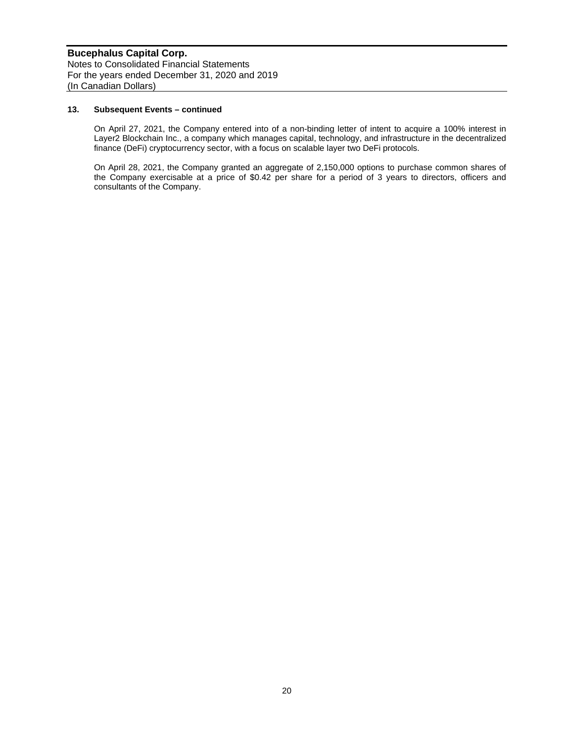### 13. Subsequent Events – continued

On April 27, 2021, the Company entered into of a non-binding letter of intent to acquire a 100% interest in Layer2 Blockchain Inc., a company which manages capital, technology, and infrastructure in the decentralized finance (DeFi) cryptocurrency sector, with a focus on scalable layer two DeFi protocols.

On April 28, 2021, the Company granted an aggregate of 2,150,000 options to purchase common shares of the Company exercisable at a price of $0.42 per share for a period of 3 years to directors, officers and consultants of the Company.